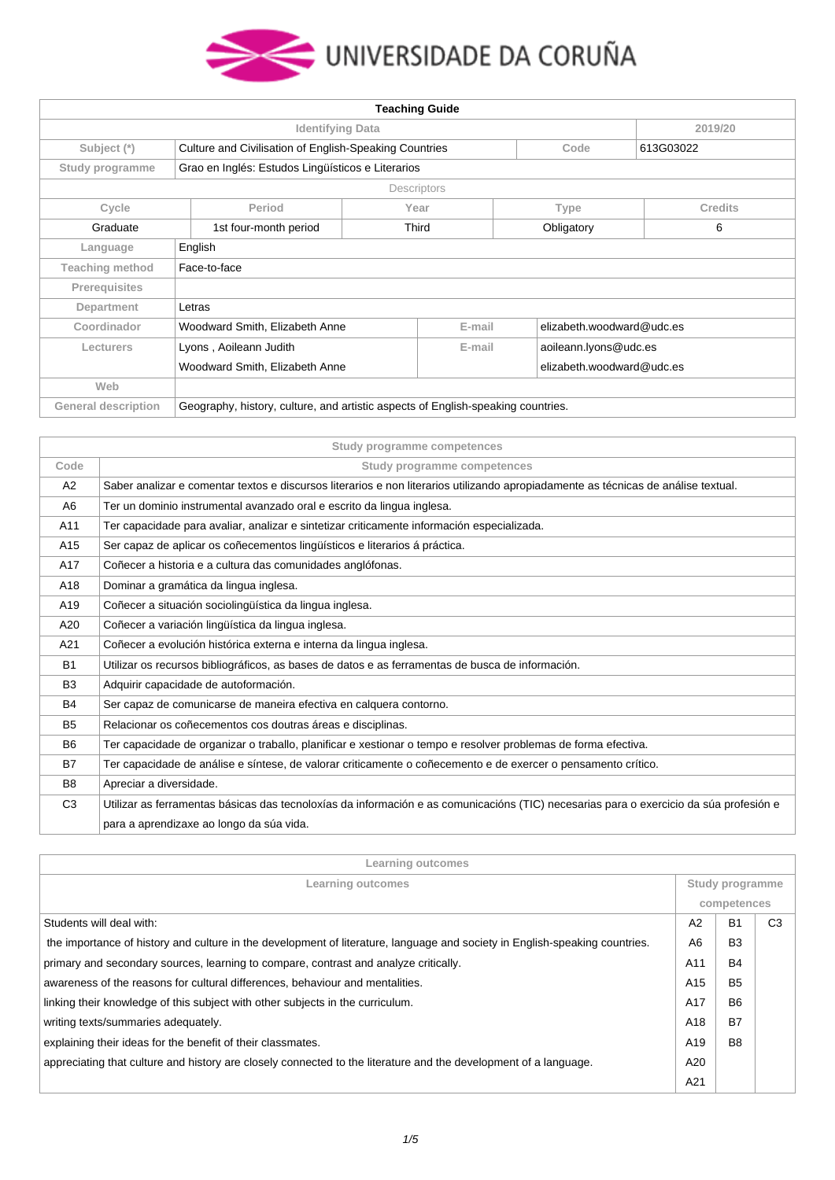# UNIVERSIDADE DA CORUÑA

| Teaching Guide | | | | |
|---|---|---|---|---|
| **Identifying Data** | | | | 2019/20 |
| Subject (*) | Culture and Civilisation of English-Speaking Countries | | Code | 613G03022 |
| Study programme | Grao en Inglés: Estudos Lingüísticos e Literarios | | | |
| **Descriptors** | | | | |
| Cycle | Period | Year | Type | Credits |
| Graduate | 1st four-month period | Third | Obligatory | 6 |
| Language | English | | | |
| Teaching method | Face-to-face | | | |
| Prerequisites | | | | |
| Department | Letras | | | |
| Coordinador | Woodward Smith, Elizabeth Anne | E-mail | elizabeth.woodward@udc.es | |
| Lecturers | Lyons , Aoileann Judith | E-mail | aoileann.lyons@udc.es | |
| | Woodward Smith, Elizabeth Anne | | elizabeth.woodward@udc.es | |
| Web | | | | |
| General description | Geography, history, culture, and artistic aspects of English-speaking countries. | | | |

| Code | Study programme competences |
|---|---|
| A2 | Saber analizar e comentar textos e discursos literarios e non literarios utilizando apropiadamente as técnicas de análise textual. |
| A6 | Ter un dominio instrumental avanzado oral e escrito da lingua inglesa. |
| A11 | Ter capacidade para avaliar, analizar e sintetizar criticamente información especializada. |
| A15 | Ser capaz de aplicar os coñecementos lingüísticos e literarios á práctica. |
| A17 | Coñecer a historia e a cultura das comunidades anglófonas. |
| A18 | Dominar a gramática da lingua inglesa. |
| A19 | Coñecer a situación sociolingüística da lingua inglesa. |
| A20 | Coñecer a variación lingüística da lingua inglesa. |
| A21 | Coñecer a evolución histórica externa e interna da lingua inglesa. |
| B1 | Utilizar os recursos bibliográficos, as bases de datos e as ferramentas de busca de información. |
| B3 | Adquirir capacidade de autoformación. |
| B4 | Ser capaz de comunicarse de maneira efectiva en calquera contorno. |
| B5 | Relacionar os coñecementos cos doutras áreas e disciplinas. |
| B6 | Ter capacidade de organizar o traballo, planificar e xestionar o tempo e resolver problemas de forma efectiva. |
| B7 | Ter capacidade de análise e síntese, de valorar criticamente o coñecemento e de exercer o pensamento crítico. |
| B8 | Apreciar a diversidade. |
| C3 | Utilizar as ferramentas básicas das tecnoloxías da información e as comunicacións (TIC) necesarias para o exercicio da súa profesión e para a aprendizaxe ao longo da súa vida. |

| Learning outcomes | Study programme competences | | |
|---|---|---|---|
| Students will deal with: | A2 | B1 | C3 |
| the importance of history and culture in the development of literature, language and society in English-speaking countries. | A6 | B3 | |
| primary and secondary sources, learning to compare, contrast and analyze critically. | A11 | B4 | |
| awareness of the reasons for cultural differences, behaviour and mentalities. | A15 | B5 | |
| linking their knowledge of this subject with other subjects in the curriculum. | A17 | B6 | |
| writing texts/summaries adequately. | A18 | B7 | |
| explaining their ideas for the benefit of their classmates. | A19 | B8 | |
| appreciating that culture and history are closely connected to the literature and the development of a language. | A20 | | |
| | A21 | | |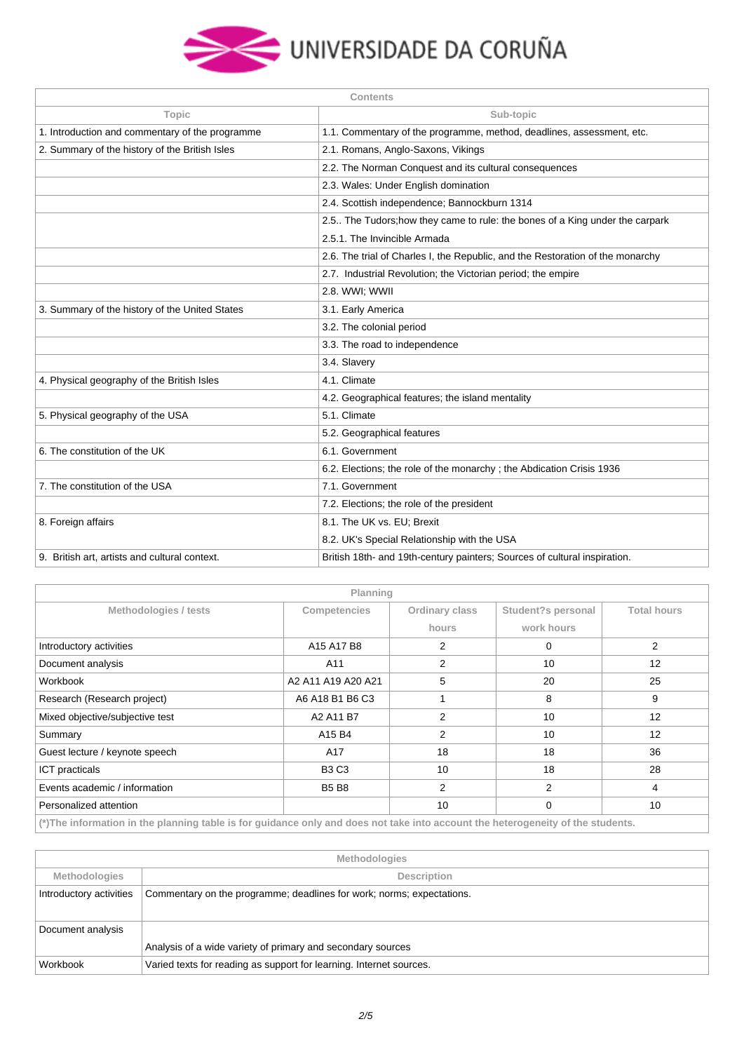| Contents | |
|---|---|
| **Topic** | **Sub-topic** |
| 1. Introduction and commentary of the programme | 1.1. Commentary of the programme, method, deadlines, assessment, etc. |
| 2. Summary of the history of the British Isles | 2.1. Romans, Anglo-Saxons, Vikings |
| | 2.2. The Norman Conquest and its cultural consequences |
| | 2.3. Wales: Under English domination |
| | 2.4. Scottish independence; Bannockburn 1314 |
| | 2.5.. The Tudors;how they came to rule: the bones of a King under the carpark |
| | 2.5.1. The Invincible Armada |
| | 2.6. The trial of Charles I, the Republic, and the Restoration of the monarchy |
| | 2.7. Industrial Revolution; the Victorian period; the empire |
| | 2.8. WWI; WWII |
| 3. Summary of the history of the United States | 3.1. Early America |
| | 3.2. The colonial period |
| | 3.3. The road to independence |
| | 3.4. Slavery |
| 4. Physical geography of the British Isles | 4.1. Climate |
| | 4.2. Geographical features; the island mentality |
| 5. Physical geography of the USA | 5.1. Climate |
| | 5.2. Geographical features |
| 6. The constitution of the UK | 6.1. Government |
| | 6.2. Elections; the role of the monarchy ; the Abdication Crisis 1936 |
| 7. The constitution of the USA | 7.1. Government |
| | 7.2. Elections; the role of the president |
| 8. Foreign affairs | 8.1. The UK vs. EU; Brexit |
| | 8.2. UK's Special Relationship with the USA |
| 9. British art, artists and cultural context. | British 18th- and 19th-century painters; Sources of cultural inspiration. |

| Planning | | | | |
|---|---|---|---|---|
| **Methodologies / tests** | **Competencies** | **Ordinary class hours** | **Student?s personal work hours** | **Total hours** |
| Introductory activities | A15 A17 B8 | 2 | 0 | 2 |
| Document analysis | A11 | 2 | 10 | 12 |
| Workbook | A2 A11 A19 A20 A21 | 5 | 20 | 25 |
| Research (Research project) | A6 A18 B1 B6 C3 | 1 | 8 | 9 |
| Mixed objective/subjective test | A2 A11 B7 | 2 | 10 | 12 |
| Summary | A15 B4 | 2 | 10 | 12 |
| Guest lecture / keynote speech | A17 | 18 | 18 | 36 |
| ICT practicals | B3 C3 | 10 | 18 | 28 |
| Events academic / information | B5 B8 | 2 | 2 | 4 |
| Personalized attention | | 10 | 0 | 10 |

(*)The information in the planning table is for guidance only and does not take into account the heterogeneity of the students.

| Methodologies | |
|---|---|
| **Methodologies** | **Description** |
| Introductory activities | Commentary on the programme; deadlines for work; norms; expectations. |
| Document analysis | Analysis of a wide variety of primary and secondary sources |
| Workbook | Varied texts for reading as support for learning. Internet sources. |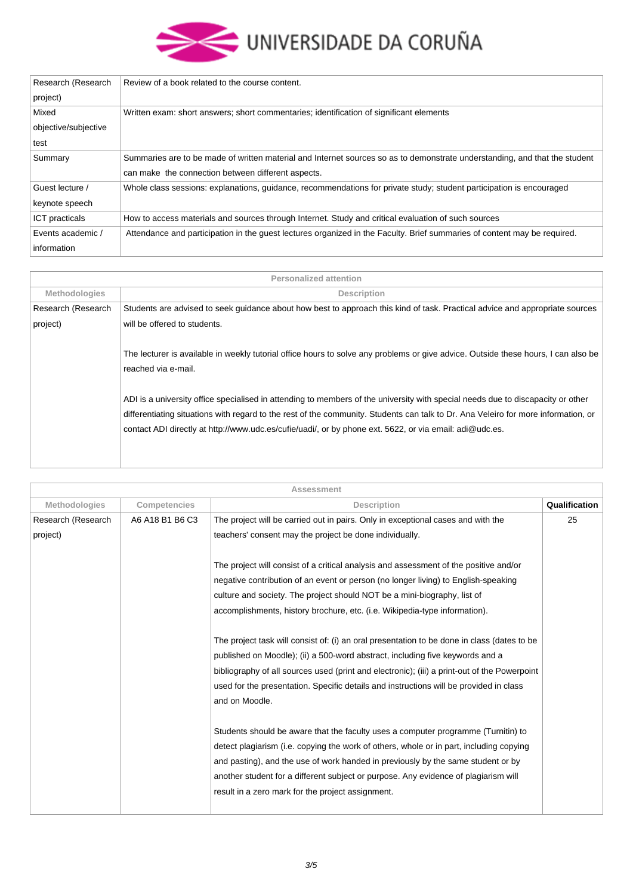| | |
|---|---|
| Research (Research project) | Review of a book related to the course content. |
| Mixed objective/subjective test | Written exam: short answers; short commentaries; identification of significant elements |
| Summary | Summaries are to be made of written material and Internet sources so as to demonstrate understanding, and that the student can make the connection between different aspects. |
| Guest lecture / keynote speech | Whole class sessions: explanations, guidance, recommendations for private study; student participation is encouraged |
| ICT practicals | How to access materials and sources through Internet. Study and critical evaluation of such sources |
| Events academic / information | Attendance and participation in the guest lectures organized in the Faculty. Brief summaries of content may be required. |

| Personalized attention | |
|---|---|
| **Methodologies** | **Description** |
| Research (Research project) | Students are advised to seek guidance about how best to approach this kind of task. Practical advice and appropriate sources will be offered to students.<br><br>The lecturer is available in weekly tutorial office hours to solve any problems or give advice. Outside these hours, I can also be reached via e-mail.<br><br>ADI is a university office specialised in attending to members of the university with special needs due to discapacity or other differentiating situations with regard to the rest of the community. Students can talk to Dr. Ana Veleiro for more information, or contact ADI directly at http://www.udc.es/cufie/uadi/, or by phone ext. 5622, or via email: adi@udc.es. |

| Assessment | | | |
|---|---|---|---|
| **Methodologies** | **Competencies** | **Description** | **Qualification** |
| Research (Research project) | A6 A18 B1 B6 C3 | The project will be carried out in pairs. Only in exceptional cases and with the teachers' consent may the project be done individually.<br><br>The project will consist of a critical analysis and assessment of the positive and/or negative contribution of an event or person (no longer living) to English-speaking culture and society. The project should NOT be a mini-biography, list of accomplishments, history brochure, etc. (i.e. Wikipedia-type information).<br><br>The project task will consist of: (i) an oral presentation to be done in class (dates to be published on Moodle); (ii) a 500-word abstract, including five keywords and a bibliography of all sources used (print and electronic); (iii) a print-out of the Powerpoint used for the presentation. Specific details and instructions will be provided in class and on Moodle.<br><br>Students should be aware that the faculty uses a computer programme (Turnitin) to detect plagiarism (i.e. copying the work of others, whole or in part, including copying and pasting), and the use of work handed in previously by the same student or by another student for a different subject or purpose. Any evidence of plagiarism will result in a zero mark for the project assignment. | 25 |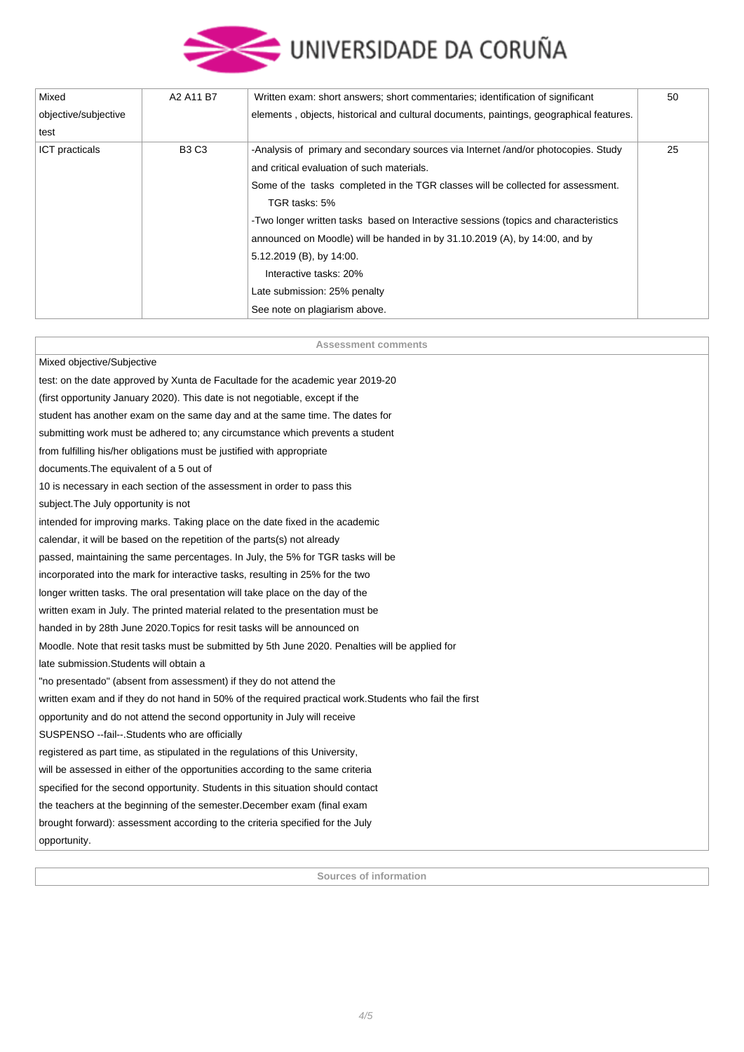| Mixed objective/subjective test | A2 A11 B7 | Written exam: short answers; short commentaries; identification of significant elements , objects, historical and cultural documents, paintings, geographical features. | 50 |
|---|---|---|---|
| ICT practicals | B3 C3 | -Analysis of primary and secondary sources via Internet /and/or photocopies. Study and critical evaluation of such materials.<br>Some of the tasks completed in the TGR classes will be collected for assessment.<br>TGR tasks: 5%<br>-Two longer written tasks based on Interactive sessions (topics and characteristics announced on Moodle) will be handed in by 31.10.2019 (A), by 14:00, and by 5.12.2019 (B), by 14:00.<br>Interactive tasks: 20%<br>Late submission: 25% penalty<br>See note on plagiarism above. | 25 |

**Assessment comments**

Mixed objective/Subjective test: on the date approved by Xunta de Facultade for the academic year 2019-20 (first opportunity January 2020). This date is not negotiable, except if the student has another exam on the same day and at the same time. The dates for submitting work must be adhered to; any circumstance which prevents a student from fulfilling his/her obligations must be justified with appropriate documents.The equivalent of a 5 out of 10 is necessary in each section of the assessment in order to pass this subject.The July opportunity is not intended for improving marks. Taking place on the date fixed in the academic calendar, it will be based on the repetition of the parts(s) not already passed, maintaining the same percentages. In July, the 5% for TGR tasks will be incorporated into the mark for interactive tasks, resulting in 25% for the two longer written tasks. The oral presentation will take place on the day of the written exam in July. The printed material related to the presentation must be handed in by 28th June 2020.Topics for resit tasks will be announced on Moodle. Note that resit tasks must be submitted by 5th June 2020. Penalties will be applied for late submission.Students will obtain a "no presentado" (absent from assessment) if they do not attend the written exam and if they do not hand in 50% of the required practical work.Students who fail the first opportunity and do not attend the second opportunity in July will receive SUSPENSO --fail--.Students who are officially registered as part time, as stipulated in the regulations of this University, will be assessed in either of the opportunities according to the same criteria specified for the second opportunity. Students in this situation should contact the teachers at the beginning of the semester.December exam (final exam brought forward): assessment according to the criteria specified for the July opportunity.

**Sources of information**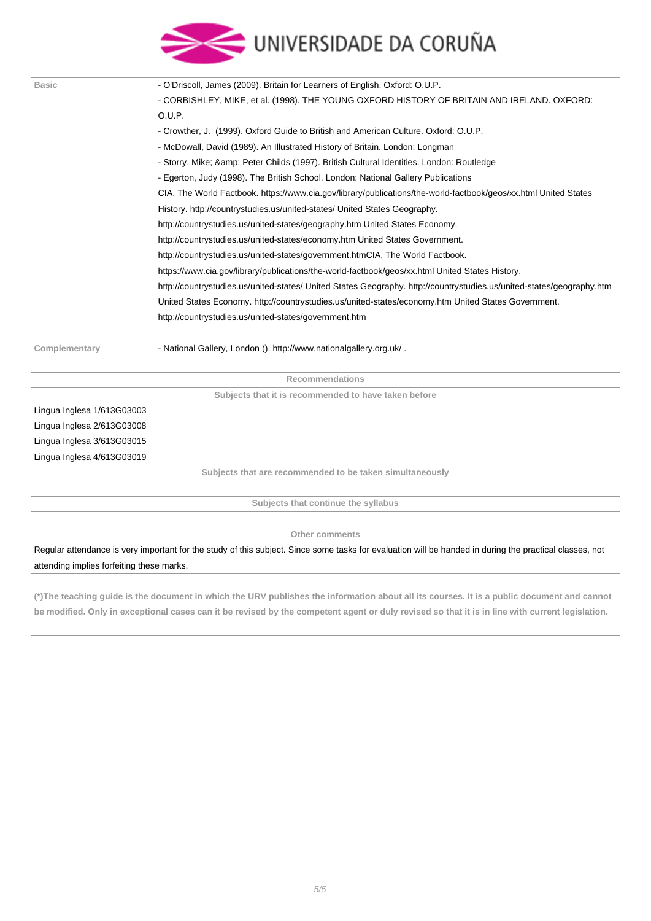| | |
|---|---|
| Basic | - O'Driscoll, James (2009). Britain for Learners of English. Oxford: O.U.P.<br>- CORBISHLEY, MIKE, et al. (1998). THE YOUNG OXFORD HISTORY OF BRITAIN AND IRELAND. OXFORD: O.U.P.<br>- Crowther, J. (1999). Oxford Guide to British and American Culture. Oxford: O.U.P.<br>- McDowall, David (1989). An Illustrated History of Britain. London: Longman<br>- Storry, Mike; &amp; Peter Childs (1997). British Cultural Identities. London: Routledge<br>- Egerton, Judy (1998). The British School. London: National Gallery Publications<br>CIA. The World Factbook. https://www.cia.gov/library/publications/the-world-factbook/geos/xx.html United States History. http://countrystudies.us/united-states/ United States Geography. http://countrystudies.us/united-states/geography.htm United States Economy. http://countrystudies.us/united-states/economy.htm United States Government. http://countrystudies.us/united-states/government.htmCIA. The World Factbook. https://www.cia.gov/library/publications/the-world-factbook/geos/xx.html United States History. http://countrystudies.us/united-states/ United States Geography. http://countrystudies.us/united-states/geography.htm United States Economy. http://countrystudies.us/united-states/economy.htm United States Government. http://countrystudies.us/united-states/government.htm |
| Complementary | - National Gallery, London (). http://www.nationalgallery.org.uk/ . |

| Recommendations |
|---|
| **Subjects that it is recommended to have taken before** |
| Lingua Inglesa 1/613G03003 |
| Lingua Inglesa 2/613G03008 |
| Lingua Inglesa 3/613G03015 |
| Lingua Inglesa 4/613G03019 |
| **Subjects that are recommended to be taken simultaneously** |
| |
| **Subjects that continue the syllabus** |
| |
| **Other comments** |
| Regular attendance is very important for the study of this subject. Since some tasks for evaluation will be handed in during the practical classes, not attending implies forfeiting these marks. |

**(\*)The teaching guide is the document in which the URV publishes the information about all its courses. It is a public document and cannot be modified. Only in exceptional cases can it be revised by the competent agent or duly revised so that it is in line with current legislation.**